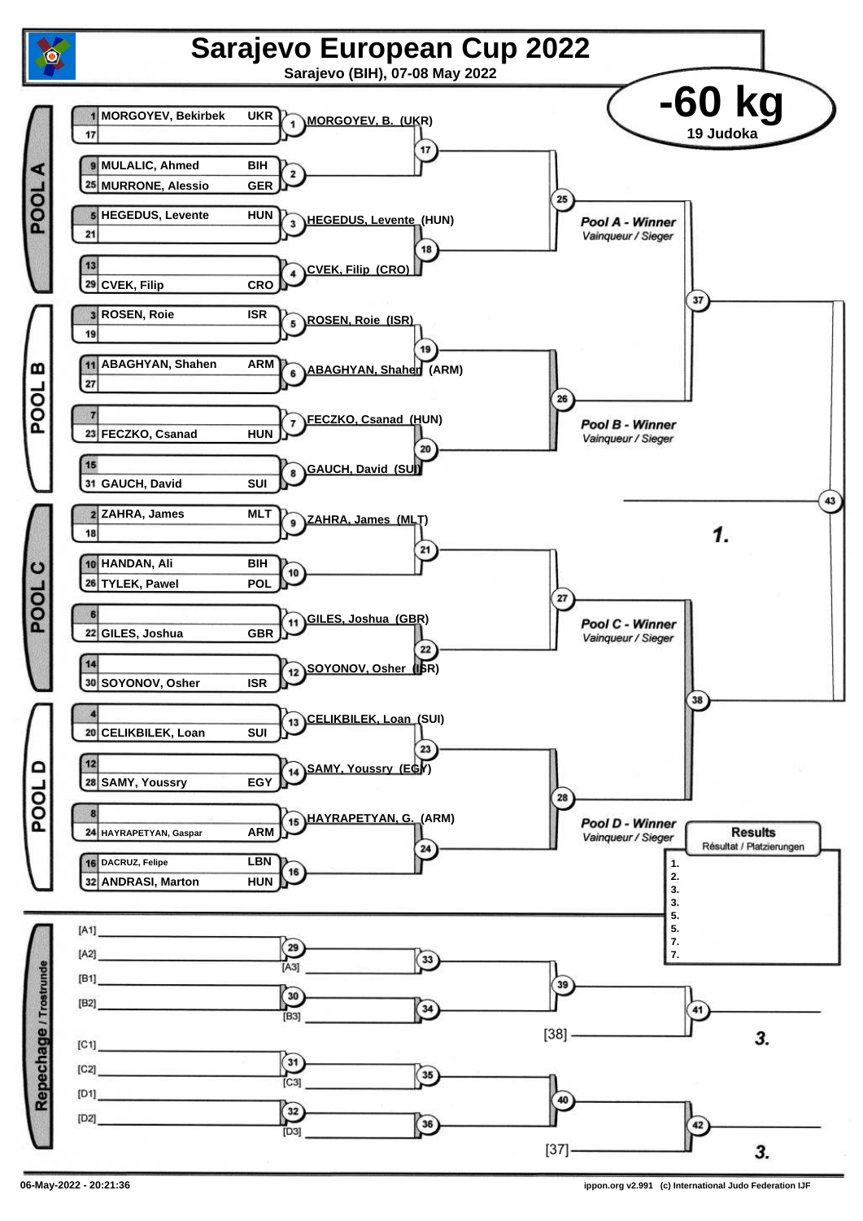# Sarajevo European Cup 2022

Sarajevo (BIH), 07-08 May 2022

## -60 kg

19 Judoka

### POOL A

| Seed | Name | Country | Contest | Winner |
|---|---|---|---|---|
| 1 | MORGOYEV, Bekirbek | UKR | 1 | MORGOYEV, B. (UKR) |
| 17 | | | | |
| 9 | MULALIC, Ahmed | BIH | 2 | |
| 25 | MURRONE, Alessio | GER | | |
| 5 | HEGEDUS, Levente | HUN | 3 | HEGEDUS, Levente (HUN) |
| 21 | | | | |
| 13 | | | 4 | CVEK, Filip (CRO) |
| 29 | CVEK, Filip | CRO | | |

Contests 17, 18, 25 — *Pool A - Winner* / Vainqueur / Sieger

### POOL B

| Seed | Name | Country | Contest | Winner |
|---|---|---|---|---|
| 3 | ROSEN, Roie | ISR | 5 | ROSEN, Roie (ISR) |
| 19 | | | | |
| 11 | ABAGHYAN, Shahen | ARM | 6 | ABAGHYAN, Shahen (ARM) |
| 27 | | | | |
| 7 | | | 7 | FECZKO, Csanad (HUN) |
| 23 | FECZKO, Csanad | HUN | | |
| 15 | | | 8 | GAUCH, David (SUI) |
| 31 | GAUCH, David | SUI | | |

Contests 19, 20, 26 — *Pool B - Winner* / Vainqueur / Sieger

### POOL C

| Seed | Name | Country | Contest | Winner |
|---|---|---|---|---|
| 2 | ZAHRA, James | MLT | 9 | ZAHRA, James (MLT) |
| 18 | | | | |
| 10 | HANDAN, Ali | BIH | 10 | |
| 26 | TYLEK, Pawel | POL | | |
| 6 | | | 11 | GILES, Joshua (GBR) |
| 22 | GILES, Joshua | GBR | | |
| 14 | | | 12 | SOYONOV, Osher (ISR) |
| 30 | SOYONOV, Osher | ISR | | |

Contests 21, 22, 27 — *Pool C - Winner* / Vainqueur / Sieger

### POOL D

| Seed | Name | Country | Contest | Winner |
|---|---|---|---|---|
| 4 | | | 13 | CELIKBILEK, Loan (SUI) |
| 20 | CELIKBILEK, Loan | SUI | | |
| 12 | | | 14 | SAMY, Youssry (EGY) |
| 28 | SAMY, Youssry | EGY | | |
| 8 | | | 15 | HAYRAPETYAN, G. (ARM) |
| 24 | HAYRAPETYAN, Gaspar | ARM | | |
| 16 | DACRUZ, Felipe | LBN | 16 | |
| 32 | ANDRASI, Marton | HUN | | |

Contests 23, 24, 28 — *Pool D - Winner* / Vainqueur / Sieger

Semi-finals: 37, 38 — Final: 43 — **1.**

### Repechage / Trostrunde

- [A1] / [A2] — 29 — [A3] — 33
- [B1] / [B2] — 30 — [B3] — 34
- 33 / 34 — 39 — vs [38] — 41 — **3.**
- [C1] / [C2] — 31 — [C3] — 35
- [D1] / [D2] — 32 — [D3] — 36
- 35 / 36 — 40 — vs [37] — 42 — **3.**

### Results
Résultat / Platzierungen

1.
2.
3.
3.
5.
5.
7.
7.

06-May-2022 - 20:21:36 — ippon.org v2.991 (c) International Judo Federation IJF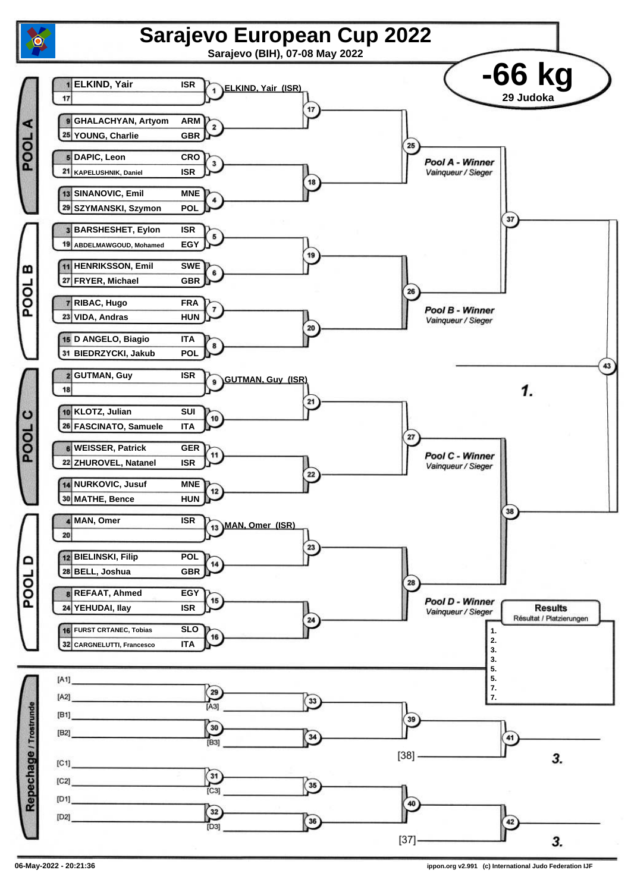# Sarajevo European Cup 2022

Sarajevo (BIH), 07-08 May 2022

## -66 kg

29 Judoka

### POOL A

| Seed | Name | Country | Match |
|---|---|---|---|
| 1 | ELKIND, Yair | ISR | 1 |
| 17 | | | |
| 9 | GHALACHYAN, Artyom | ARM | 2 |
| 25 | YOUNG, Charlie | GBR | |
| 5 | DAPIC, Leon | CRO | 3 |
| 21 | KAPELUSHNIK, Daniel | ISR | |
| 13 | SINANOVIC, Emil | MNE | 4 |
| 29 | SZYMANSKI, Szymon | POL | |

Match 1: ELKIND, Yair (ISR)

Matches 17, 18, 25 — *Pool A - Winner* / Vainqueur / Sieger

### POOL B

| Seed | Name | Country | Match |
|---|---|---|---|
| 3 | BARSHESHET, Eylon | ISR | 5 |
| 19 | ABDELMAWGOUD, Mohamed | EGY | |
| 11 | HENRIKSSON, Emil | SWE | 6 |
| 27 | FRYER, Michael | GBR | |
| 7 | RIBAC, Hugo | FRA | 7 |
| 23 | VIDA, Andras | HUN | |
| 15 | D ANGELO, Biagio | ITA | 8 |
| 31 | BIEDRZYCKI, Jakub | POL | |

Matches 19, 20, 26 — *Pool B - Winner* / Vainqueur / Sieger

Match 37 (Pool A vs Pool B)

### POOL C

| Seed | Name | Country | Match |
|---|---|---|---|
| 2 | GUTMAN, Guy | ISR | 9 |
| 18 | | | |
| 10 | KLOTZ, Julian | SUI | 10 |
| 26 | FASCINATO, Samuele | ITA | |
| 6 | WEISSER, Patrick | GER | 11 |
| 22 | ZHUROVEL, Natanel | ISR | |
| 14 | NURKOVIC, Jusuf | MNE | 12 |
| 30 | MATHE, Bence | HUN | |

Match 9: GUTMAN, Guy (ISR)

Matches 21, 22, 27 — *Pool C - Winner* / Vainqueur / Sieger

### POOL D

| Seed | Name | Country | Match |
|---|---|---|---|
| 4 | MAN, Omer | ISR | 13 |
| 20 | | | |
| 12 | BIELINSKI, Filip | POL | 14 |
| 28 | BELL, Joshua | GBR | |
| 8 | REFAAT, Ahmed | EGY | 15 |
| 24 | YEHUDAI, Ilay | ISR | |
| 16 | FURST CRTANEC, Tobias | SLO | 16 |
| 32 | CARGNELUTTI, Francesco | ITA | |

Match 13: MAN, Omer (ISR)

Matches 23, 24, 28 — *Pool D - Winner* / Vainqueur / Sieger

Match 38 (Pool C vs Pool D)

Final: Match 43 — **1.**

### Results

Résultat / Platzierungen

1.
2.
3.
3.
5.
5.
7.
7.

### Repechage / Trostrunde

- [A1] vs [A2] — Match 29; winner vs [A3] — Match 33
- [B1] vs [B2] — Match 30; winner vs [B3] — Match 34
- Match 39 (33 vs 34); winner vs [38] — Match 41 — **3.**
- [C1] vs [C2] — Match 31; winner vs [C3] — Match 35
- [D1] vs [D2] — Match 32; winner vs [D3] — Match 36
- Match 40 (35 vs 36); winner vs [37] — Match 42 — **3.**

06-May-2022 - 20:21:36

ippon.org v2.991 (c) International Judo Federation IJF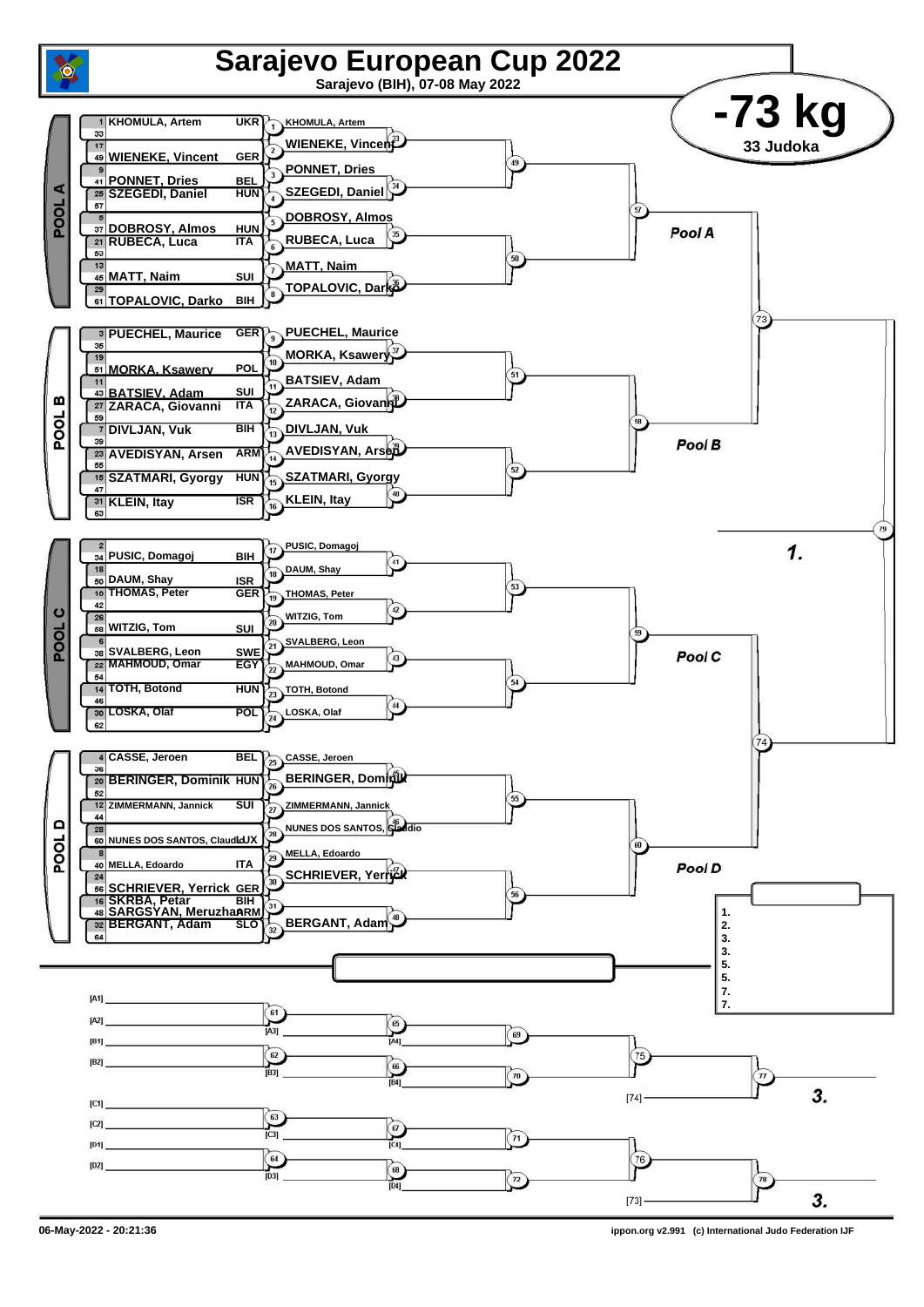# Sarajevo European Cup 2022

Sarajevo (BIH), 07-08 May 2022

## -73 kg

33 Judoka

### POOL A

| Seed | Name | Nation |
|---|---|---|
| 1 | KHOMULA, Artem | UKR |
| 49 | WIENEKE, Vincent | GER |
| 41 | PONNET, Dries | BEL |
| 25 | SZEGEDI, Daniel | HUN |
| 37 | DOBROSY, Almos | HUN |
| 21 | RUBECA, Luca | ITA |
| 45 | MATT, Naim | SUI |
| 61 | TOPALOVIC, Darko | BIH |

Round 1: (1) KHOMULA, Artem; (2) WIENEKE, Vincent; (3) PONNET, Dries; (4) SZEGEDI, Daniel; (5) DOBROSY, Almos; (6) RUBECA, Luca; (7) MATT, Naim; (8) TOPALOVIC, Darko

### POOL B

| Seed | Name | Nation |
|---|---|---|
| 3 | PUECHEL, Maurice | GER |
| 51 | MORKA, Ksawery | POL |
| 43 | BATSIEV, Adam | SUI |
| 27 | ZARACA, Giovanni | ITA |
| 7 | DIVLJAN, Vuk | BIH |
| 23 | AVEDISYAN, Arsen | ARM |
| 15 | SZATMARI, Gyorgy | HUN |
| 31 | KLEIN, Itay | ISR |

Round 1: (9) PUECHEL, Maurice; (10) MORKA, Ksawery; (11) BATSIEV, Adam; (12) ZARACA, Giovanni; (13) DIVLJAN, Vuk; (14) AVEDISYAN, Arsen; (15) SZATMARI, Gyorgy; (16) KLEIN, Itay

### POOL C

| Seed | Name | Nation |
|---|---|---|
| 34 | PUSIC, Domagoj | BIH |
| 50 | DAUM, Shay | ISR |
| 10 | THOMAS, Peter | GER |
| 58 | WITZIG, Tom | SUI |
| 38 | SVALBERG, Leon | SWE |
| 22 | MAHMOUD, Omar | EGY |
| 14 | TOTH, Botond | HUN |
| 30 | LOSKA, Olaf | POL |

Round 1: (17) PUSIC, Domagoj; (18) DAUM, Shay; (19) THOMAS, Peter; (20) WITZIG, Tom; (21) SVALBERG, Leon; (22) MAHMOUD, Omar; (23) TOTH, Botond; (24) LOSKA, Olaf

### POOL D

| Seed | Name | Nation |
|---|---|---|
| 4 | CASSE, Jeroen | BEL |
| 20 | BERINGER, Dominik | HUN |
| 12 | ZIMMERMANN, Jannick | SUI |
| 60 | NUNES DOS SANTOS, Claudio | LUX |
| 40 | MELLA, Edoardo | ITA |
| 56 | SCHRIEVER, Yerrick | GER |
| 16 | SKRBA, Petar | BIH |
| 48 | SARGSYAN, Meruzhan | ARM |
| 32 | BERGANT, Adam | SLO |

Round 1: (25) CASSE, Jeroen; (26) BERINGER, Dominik; (27) ZIMMERMANN, Jannick; (28) NUNES DOS SANTOS, Claudio; (29) MELLA, Edoardo; (30) SCHRIEVER, Yerrick; (31) SKRBA, Petar / SARGSYAN, Meruzhan; (32) BERGANT, Adam

Pool A | Pool B | Pool C | Pool D

1.

3.

3.

| Rank |
|---|
| 1. |
| 2. |
| 3. |
| 3. |
| 5. |
| 5. |
| 7. |
| 7. |

Repechage: [A1], [A2], [B1], [B2], [C1], [C2], [D1], [D2], [A3], [A4], [B3], [B4], [C3], [C4], [D3], [D4], [74], [73]

06-May-2022 - 20:21:36

ippon.org v2.991 (c) International Judo Federation IJF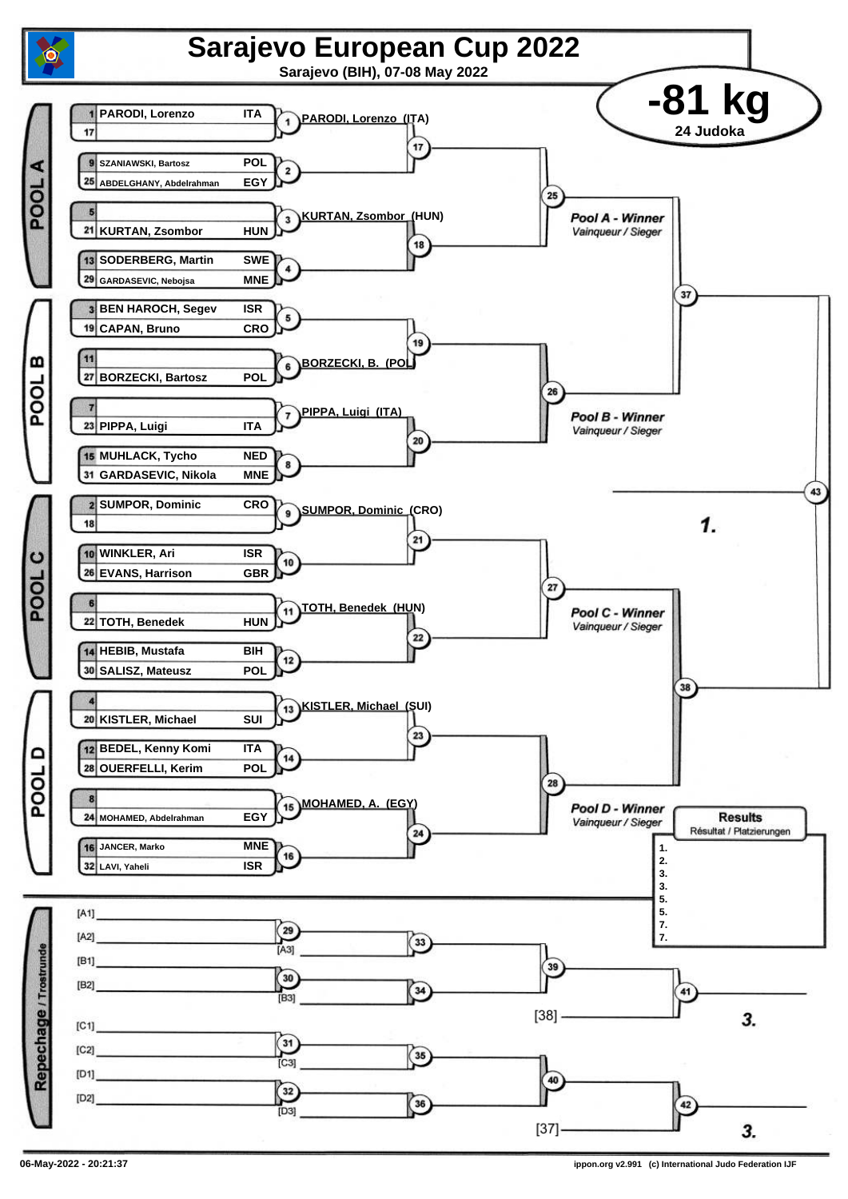# Sarajevo European Cup 2022

Sarajevo (BIH), 07-08 May 2022

## -81 kg

24 Judoka

### POOL A

| Seed | Name | Country |
|---|---|---|
| 1 | PARODI, Lorenzo | ITA |
| 17 | | |
| 9 | SZANIAWSKI, Bartosz | POL |
| 25 | ABDELGHANY, Abdelrahman | EGY |
| 5 | | |
| 21 | KURTAN, Zsombor | HUN |
| 13 | SODERBERG, Martin | SWE |
| 29 | GARDASEVIC, Nebojsa | MNE |

- 1: PARODI, Lorenzo (ITA)
- 2
- 3: KURTAN, Zsombor (HUN)
- 4
- 17
- 18
- 25

Pool A - Winner
*Vainqueur / Sieger*

### POOL B

| Seed | Name | Country |
|---|---|---|
| 3 | BEN HAROCH, Segev | ISR |
| 19 | CAPAN, Bruno | CRO |
| 11 | | |
| 27 | BORZECKI, Bartosz | POL |
| 7 | | |
| 23 | PIPPA, Luigi | ITA |
| 15 | MUHLACK, Tycho | NED |
| 31 | GARDASEVIC, Nikola | MNE |

- 5
- 6: BORZECKI, B. (POL)
- 7: PIPPA, Luigi (ITA)
- 8
- 19
- 20
- 26

Pool B - Winner
*Vainqueur / Sieger*

- 37

### POOL C

| Seed | Name | Country |
|---|---|---|
| 2 | SUMPOR, Dominic | CRO |
| 18 | | |
| 10 | WINKLER, Ari | ISR |
| 26 | EVANS, Harrison | GBR |
| 6 | | |
| 22 | TOTH, Benedek | HUN |
| 14 | HEBIB, Mustafa | BIH |
| 30 | SALISZ, Mateusz | POL |

- 9: SUMPOR, Dominic (CRO)
- 10
- 11: TOTH, Benedek (HUN)
- 12
- 21
- 22
- 27

Pool C - Winner
*Vainqueur / Sieger*

### POOL D

| Seed | Name | Country |
|---|---|---|
| 4 | | |
| 20 | KISTLER, Michael | SUI |
| 12 | BEDEL, Kenny Komi | ITA |
| 28 | OUERFELLI, Kerim | POL |
| 8 | | |
| 24 | MOHAMED, Abdelrahman | EGY |
| 16 | JANCER, Marko | MNE |
| 32 | LAVI, Yaheli | ISR |

- 13: KISTLER, Michael (SUI)
- 14
- 15: MOHAMED, A. (EGY)
- 16
- 23
- 24
- 28

Pool D - Winner
*Vainqueur / Sieger*

- 38
- 43: **1.**

### Repechage / Trostrunde

- [A1], [A2] → 29; [A3] → 33
- [B1], [B2] → 30; [B3] → 34
- 33, 34 → 39; [38] → 41: **3.**
- [C1], [C2] → 31; [C3] → 35
- [D1], [D2] → 32; [D3] → 36
- 35, 36 → 40; [37] → 42: **3.**

### Results
*Résultat / Platzierungen*

1.
2.
3.
3.
5.
5.
7.
7.

06-May-2022 - 20:21:37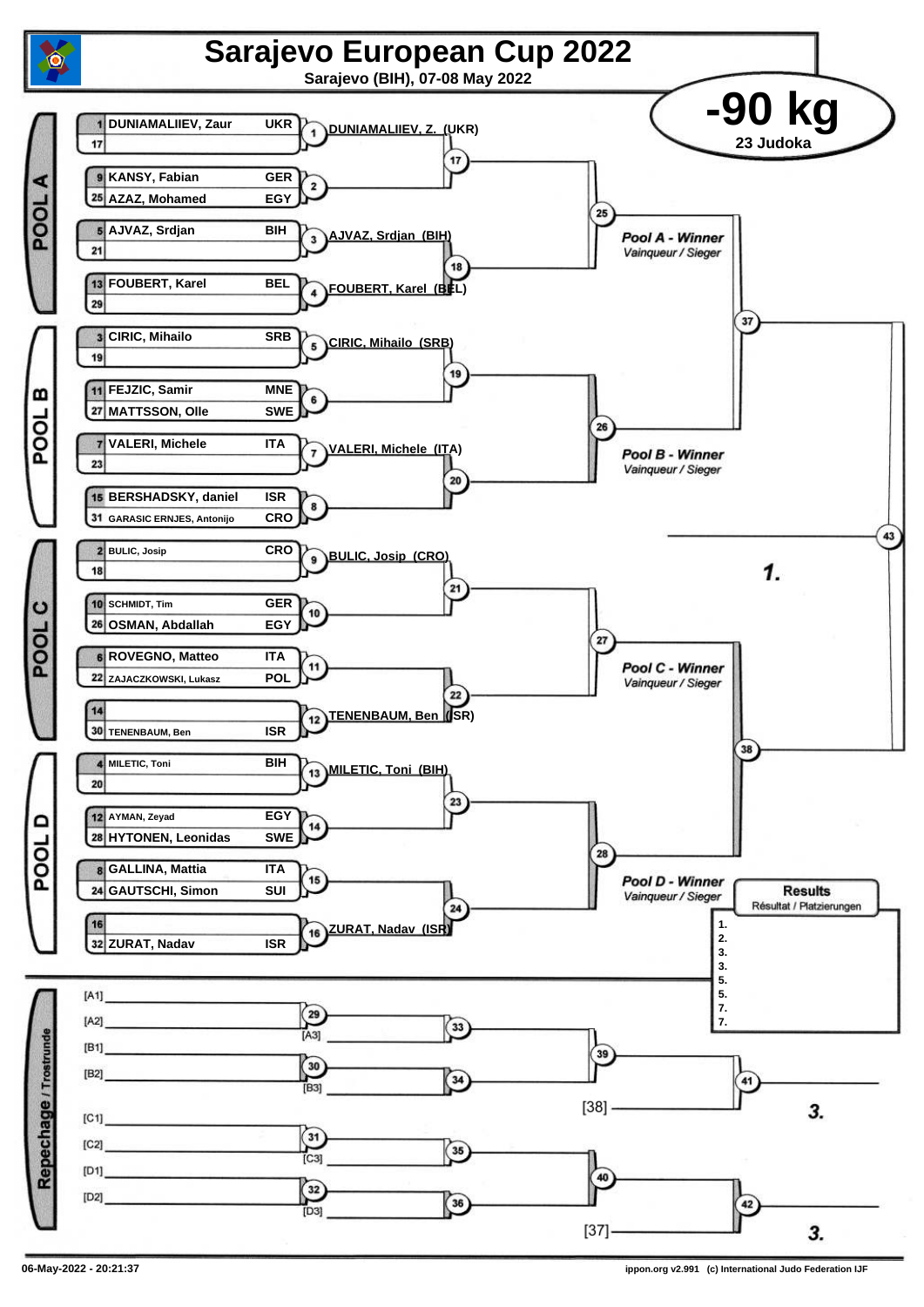# Sarajevo European Cup 2022

Sarajevo (BIH), 07-08 May 2022

## -90 kg

23 Judoka

### POOL A

| Seed | Name | Country |
|---|---|---|
| 1 | DUNIAMALIIEV, Zaur | UKR |
| 17 | | |
| 9 | KANSY, Fabian | GER |
| 25 | AZAZ, Mohamed | EGY |
| 5 | AJVAZ, Srdjan | BIH |
| 21 | | |
| 13 | FOUBERT, Karel | BEL |
| 29 | | |

- 1: DUNIAMALIIEV, Z. (UKR)
- 2
- 3: AJVAZ, Srdjan (BIH)
- 4: FOUBERT, Karel (BEL)
- 17
- 18
- 25

*Pool A - Winner* Vainqueur / Sieger

### POOL B

| Seed | Name | Country |
|---|---|---|
| 3 | CIRIC, Mihailo | SRB |
| 19 | | |
| 11 | FEJZIC, Samir | MNE |
| 27 | MATTSSON, Olle | SWE |
| 7 | VALERI, Michele | ITA |
| 23 | | |
| 15 | BERSHADSKY, daniel | ISR |
| 31 | GARASIC ERNJES, Antonijo | CRO |

- 5: CIRIC, Mihailo (SRB)
- 6
- 7: VALERI, Michele (ITA)
- 8
- 19
- 20
- 26

*Pool B - Winner* Vainqueur / Sieger

### POOL C

| Seed | Name | Country |
|---|---|---|
| 2 | BULIC, Josip | CRO |
| 18 | | |
| 10 | SCHMIDT, Tim | GER |
| 26 | OSMAN, Abdallah | EGY |
| 6 | ROVEGNO, Matteo | ITA |
| 22 | ZAJACZKOWSKI, Lukasz | POL |
| 14 | | |
| 30 | TENENBAUM, Ben | ISR |

- 9: BULIC, Josip (CRO)
- 10
- 11
- 12: TENENBAUM, Ben (ISR)
- 21
- 22
- 27

*Pool C - Winner* Vainqueur / Sieger

### POOL D

| Seed | Name | Country |
|---|---|---|
| 4 | MILETIC, Toni | BIH |
| 20 | | |
| 12 | AYMAN, Zeyad | EGY |
| 28 | HYTONEN, Leonidas | SWE |
| 8 | GALLINA, Mattia | ITA |
| 24 | GAUTSCHI, Simon | SUI |
| 16 | | |
| 32 | ZURAT, Nadav | ISR |

- 13: MILETIC, Toni (BIH)
- 14
- 15
- 16: ZURAT, Nadav (ISR)
- 23
- 24
- 28

*Pool D - Winner* Vainqueur / Sieger

Semi-finals: 37, 38 — Final: 43 — **1.**

### Repechage / Trostrunde

- [A1], [A2] → 29; [A3] → 33
- [B1], [B2] → 30; [B3] → 34
- 33, 34 → 39; 39, [38] → 41 → **3.**
- [C1], [C2] → 31; [C3] → 35
- [D1], [D2] → 32; [D3] → 36
- 35, 36 → 40; 40, [37] → 42 → **3.**

### Results / Résultat / Platzierungen

| Place | Name |
|---|---|
| 1. | |
| 2. | |
| 3. | |
| 3. | |
| 5. | |
| 5. | |
| 7. | |
| 7. | |

06-May-2022 - 20:21:37

ippon.org v2.991 (c) International Judo Federation IJF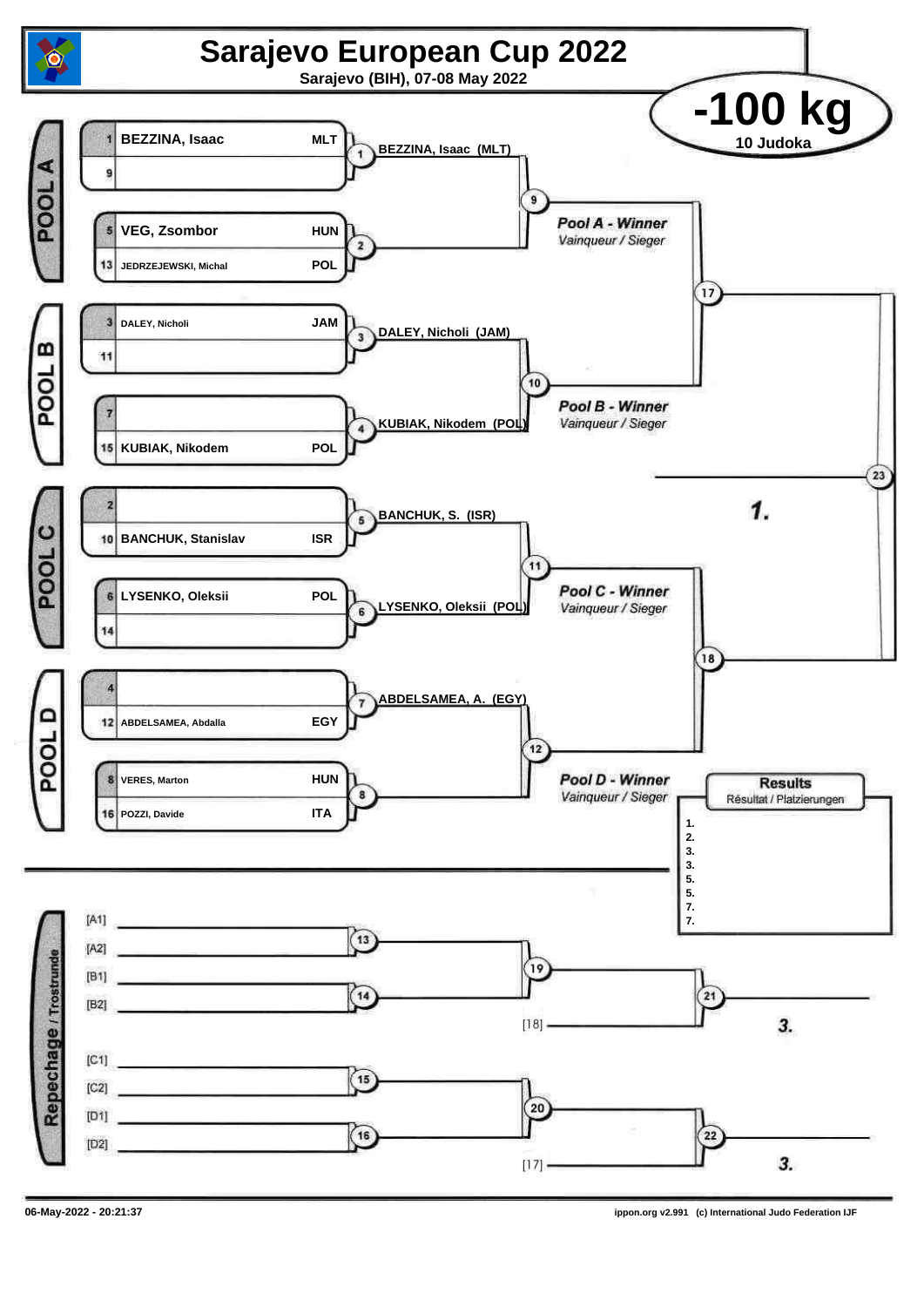# Sarajevo European Cup 2022

Sarajevo (BIH), 07-08 May 2022

## -100 kg

10 Judoka

### POOL A

| Seed | Name | Country |
|---|---|---|
| 1 | BEZZINA, Isaac | MLT |
| 9 | | |
| 5 | VEG, Zsombor | HUN |
| 13 | JEDRZEJEWSKI, Michal | POL |

- 1: BEZZINA, Isaac (MLT)
- 2:
- 9: *Pool A - Winner* / *Vainqueur / Sieger*

### POOL B

| Seed | Name | Country |
|---|---|---|
| 3 | DALEY, Nicholi | JAM |
| 11 | | |
| 7 | | |
| 15 | KUBIAK, Nikodem | POL |

- 3: DALEY, Nicholi (JAM)
- 4: KUBIAK, Nikodem (POL)
- 10: *Pool B - Winner* / *Vainqueur / Sieger*

### POOL C

| Seed | Name | Country |
|---|---|---|
| 2 | | |
| 10 | BANCHUK, Stanislav | ISR |
| 6 | LYSENKO, Oleksii | POL |
| 14 | | |

- 5: BANCHUK, S. (ISR)
- 6: LYSENKO, Oleksii (POL)
- 11: *Pool C - Winner* / *Vainqueur / Sieger*

### POOL D

| Seed | Name | Country |
|---|---|---|
| 4 | | |
| 12 | ABDELSAMEA, Abdalla | EGY |
| 8 | VERES, Marton | HUN |
| 16 | POZZI, Davide | ITA |

- 7: ABDELSAMEA, A. (EGY)
- 8:
- 12: *Pool D - Winner* / *Vainqueur / Sieger*

### Final

- 17:
- 18:
- 23: 1.

### Results

Résultat / Platzierungen

1.
2.
3.
3.
5.
5.
7.
7.

### Repechage / Trostrunde

- 13: [A1] – [A2]
- 14: [B1] – [B2]
- 19:
- 21: [18] → 3.
- 15: [C1] – [C2]
- 16: [D1] – [D2]
- 20:
- 22: [17] → 3.

06-May-2022 - 20:21:37

ippon.org v2.991 (c) International Judo Federation IJF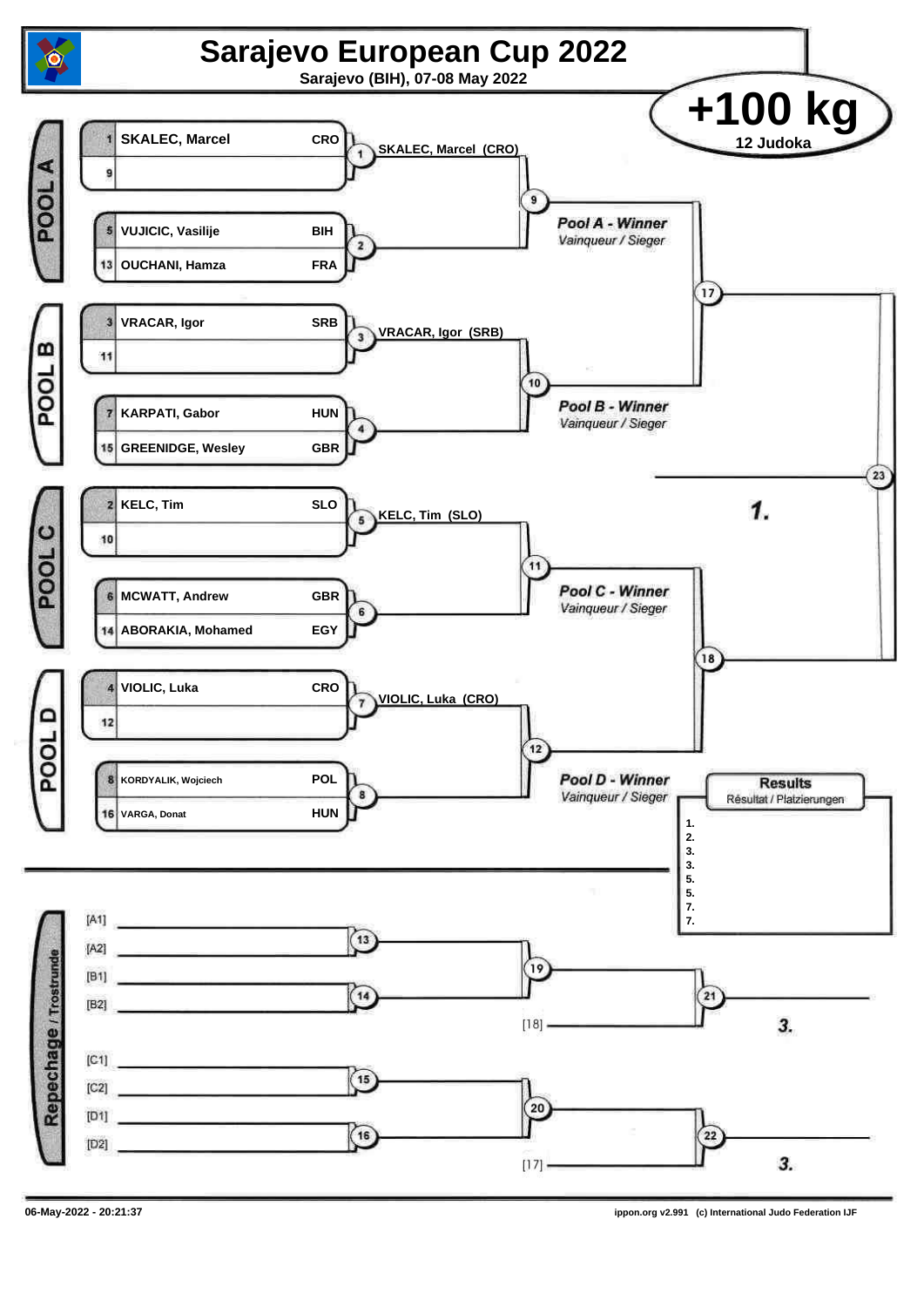# Sarajevo European Cup 2022

**Sarajevo (BIH), 07-08 May 2022**

## +100 kg

12 Judoka

### POOL A

| Seed | Name | Country |
|---|---|---|
| 1 | SKALEC, Marcel | CRO |
| 9 | | |
| 5 | VUJICIC, Vasilije | BIH |
| 13 | OUCHANI, Hamza | FRA |

Contest 1: SKALEC, Marcel (CRO)

Contest 2

Contest 9

*Pool A - Winner*
*Vainqueur / Sieger*

### POOL B

| Seed | Name | Country |
|---|---|---|
| 3 | VRACAR, Igor | SRB |
| 11 | | |
| 7 | KARPATI, Gabor | HUN |
| 15 | GREENIDGE, Wesley | GBR |

Contest 3: VRACAR, Igor (SRB)

Contest 4

Contest 10

*Pool B - Winner*
*Vainqueur / Sieger*

Contest 17

Contest 23

**1.**

### POOL C

| Seed | Name | Country |
|---|---|---|
| 2 | KELC, Tim | SLO |
| 10 | | |
| 6 | MCWATT, Andrew | GBR |
| 14 | ABORAKIA, Mohamed | EGY |

Contest 5: KELC, Tim (SLO)

Contest 6

Contest 11

*Pool C - Winner*
*Vainqueur / Sieger*

Contest 18

### POOL D

| Seed | Name | Country |
|---|---|---|
| 4 | VIOLIC, Luka | CRO |
| 12 | | |
| 8 | KORDYALIK, Wojciech | POL |
| 16 | VARGA, Donat | HUN |

Contest 7: VIOLIC, Luka (CRO)

Contest 8

Contest 12

*Pool D - Winner*
*Vainqueur / Sieger*

### Results

Résultat / Platzierungen

1.
2.
3.
3.
5.
5.
7.
7.

### Repechage / Trostrunde

[A1]
[A2]
Contest 13

[B1]
[B2]
Contest 14

Contest 19

[18]

Contest 21

**3.**

[C1]
[C2]
Contest 15

[D1]
[D2]
Contest 16

Contest 20

[17]

Contest 22

**3.**

06-May-2022 - 20:21:37

ippon.org v2.991 (c) International Judo Federation IJF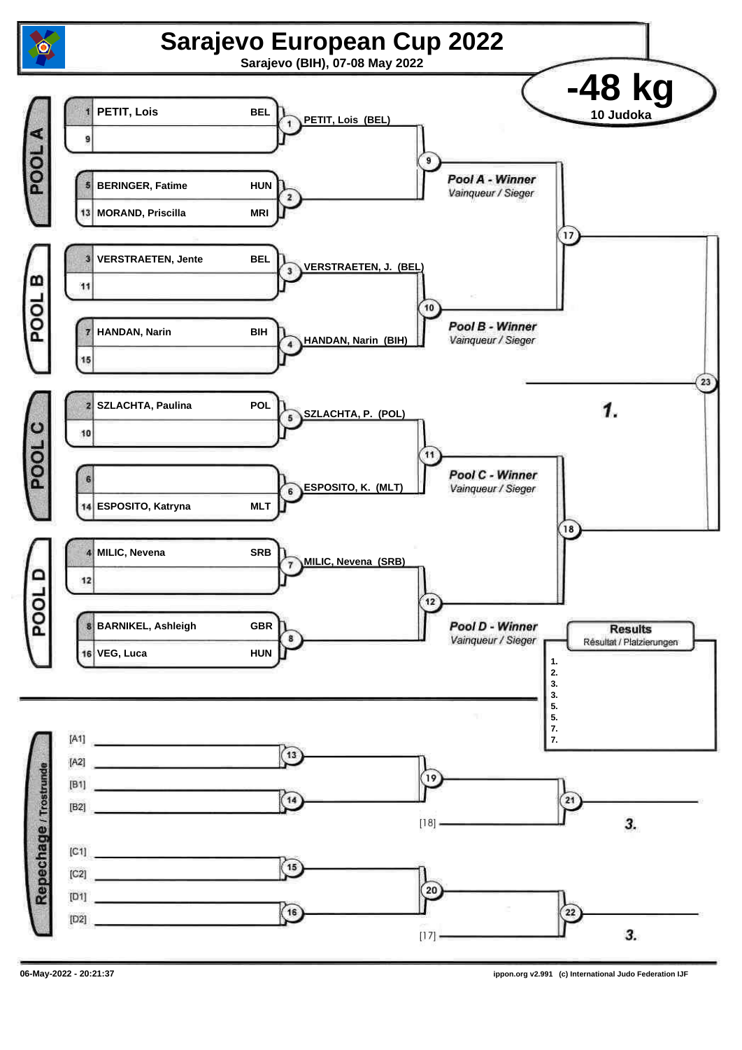# Sarajevo European Cup 2022

**Sarajevo (BIH), 07-08 May 2022**

## -48 kg

**10 Judoka**

### POOL A

| Seed | Name | Country |
|---|---|---|
| 1 | PETIT, Lois | BEL |
| 9 | | |
| 5 | BERINGER, Fatime | HUN |
| 13 | MORAND, Priscilla | MRI |

- 1: PETIT, Lois (BEL)
- 2
- 9: *Pool A - Winner* / *Vainqueur / Sieger*

### POOL B

| Seed | Name | Country |
|---|---|---|
| 3 | VERSTRAETEN, Jente | BEL |
| 11 | | |
| 7 | HANDAN, Narin | BIH |
| 15 | | |

- 3: VERSTRAETEN, J. (BEL)
- 4: HANDAN, Narin (BIH)
- 10: *Pool B - Winner* / *Vainqueur / Sieger*

### POOL C

| Seed | Name | Country |
|---|---|---|
| 2 | SZLACHTA, Paulina | POL |
| 10 | | |
| 6 | | |
| 14 | ESPOSITO, Katryna | MLT |

- 5: SZLACHTA, P. (POL)
- 6: ESPOSITO, K. (MLT)
- 11: *Pool C - Winner* / *Vainqueur / Sieger*

### POOL D

| Seed | Name | Country |
|---|---|---|
| 4 | MILIC, Nevena | SRB |
| 12 | | |
| 8 | BARNIKEL, Ashleigh | GBR |
| 16 | VEG, Luca | HUN |

- 7: MILIC, Nevena (SRB)
- 8
- 12: *Pool D - Winner* / *Vainqueur / Sieger*

### Final

- 17
- 18
- 23: 1.

### Repechage / Trostrunde

- [A1], [A2] → 13
- [B1], [B2] → 14
- 19
- [18] → 21: 3.
- [C1], [C2] → 15
- [D1], [D2] → 16
- 20
- [17] → 22: 3.

### Results

Résultat / Platzierungen

1.
2.
3.
3.
5.
5.
7.
7.

06-May-2022 - 20:21:37

ippon.org v2.991 (c) International Judo Federation IJF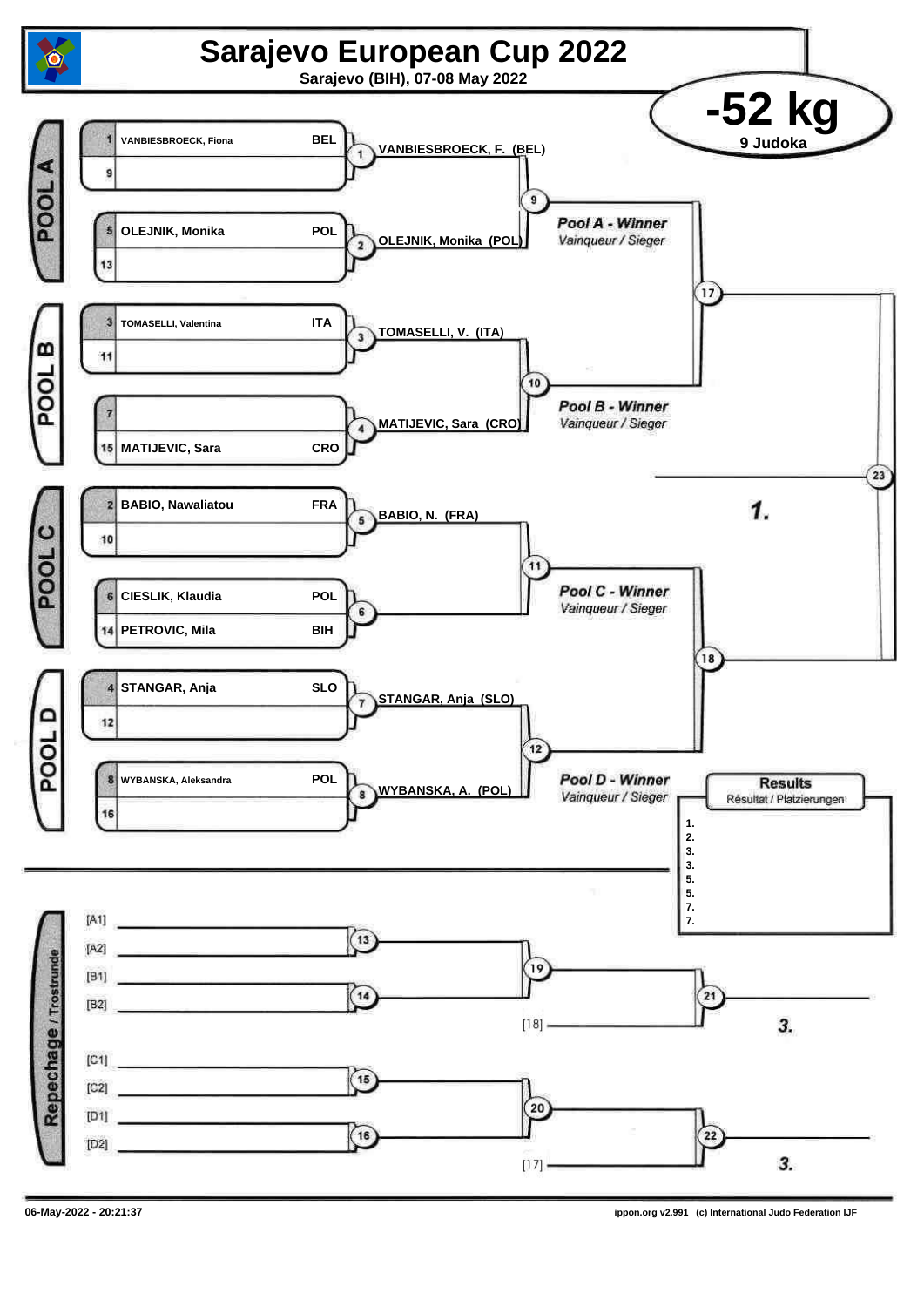# Sarajevo European Cup 2022

**Sarajevo (BIH), 07-08 May 2022**

## -52 kg

**9 Judoka**

### POOL A

| Seed | Name | Country |
|---|---|---|
| 1 | VANBIESBROECK, Fiona | BEL |
| 9 | | |
| 5 | OLEJNIK, Monika | POL |
| 13 | | |

- 1: VANBIESBROECK, F. (BEL)
- 2: OLEJNIK, Monika (POL)
- 9: *Pool A - Winner* — *Vainqueur / Sieger*

### POOL B

| Seed | Name | Country |
|---|---|---|
| 3 | TOMASELLI, Valentina | ITA |
| 11 | | |
| 7 | | |
| 15 | MATIJEVIC, Sara | CRO |

- 3: TOMASELLI, V. (ITA)
- 4: MATIJEVIC, Sara (CRO)
- 10: *Pool B - Winner* — *Vainqueur / Sieger*

### POOL C

| Seed | Name | Country |
|---|---|---|
| 2 | BABIO, Nawaliatou | FRA |
| 10 | | |
| 6 | CIESLIK, Klaudia | POL |
| 14 | PETROVIC, Mila | BIH |

- 5: BABIO, N. (FRA)
- 6:
- 11: *Pool C - Winner* — *Vainqueur / Sieger*

### POOL D

| Seed | Name | Country |
|---|---|---|
| 4 | STANGAR, Anja | SLO |
| 12 | | |
| 8 | WYBANSKA, Aleksandra | POL |
| 16 | | |

- 7: STANGAR, Anja (SLO)
- 8: WYBANSKA, A. (POL)
- 12: *Pool D - Winner* — *Vainqueur / Sieger*

### Final

- 17: Pool A / Pool B winners
- 18: Pool C / Pool D winners
- 23: **1.**

### Repechage / Trostrunde

- 13: [A1] / [A2]
- 14: [B1] / [B2]
- 19: 13 / 14
- 21: 19 / [18] — **3.**
- 15: [C1] / [C2]
- 16: [D1] / [D2]
- 20: 15 / 16
- 22: 20 / [17] — **3.**

### Results
Résultat / Platzierungen

1.
2.
3.
3.
5.
5.
7.
7.

06-May-2022 - 20:21:37

ippon.org v2.991 (c) International Judo Federation IJF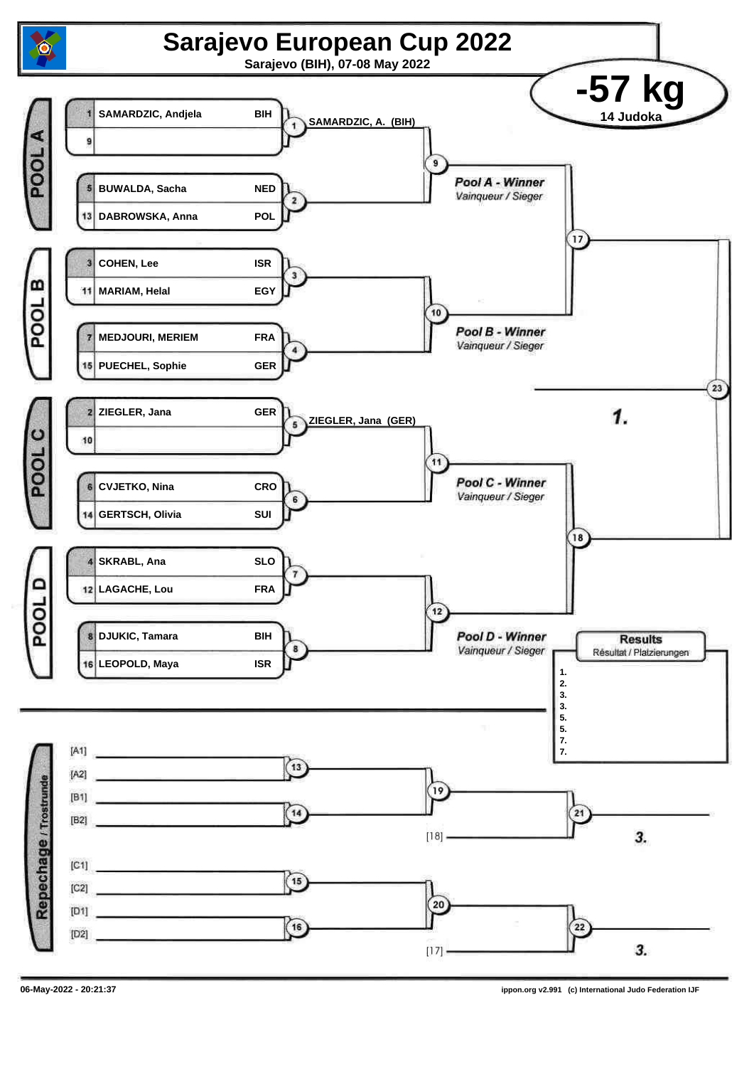# Sarajevo European Cup 2022

Sarajevo (BIH), 07-08 May 2022

## -57 kg

14 Judoka

### POOL A

| Seed | Name | Country |
|---|---|---|
| 1 | SAMARDZIC, Andjela | BIH |
| 9 | | |
| 5 | BUWALDA, Sacha | NED |
| 13 | DABROWSKA, Anna | POL |

1: SAMARDZIC, A. (BIH)

2

9

***Pool A - Winner***
*Vainqueur / Sieger*

### POOL B

| Seed | Name | Country |
|---|---|---|
| 3 | COHEN, Lee | ISR |
| 11 | MARIAM, Helal | EGY |
| 7 | MEDJOURI, MERIEM | FRA |
| 15 | PUECHEL, Sophie | GER |

3

4

10

***Pool B - Winner***
*Vainqueur / Sieger*

17

23

**1.**

### POOL C

| Seed | Name | Country |
|---|---|---|
| 2 | ZIEGLER, Jana | GER |
| 10 | | |
| 6 | CVJETKO, Nina | CRO |
| 14 | GERTSCH, Olivia | SUI |

5: ZIEGLER, Jana (GER)

6

11

***Pool C - Winner***
*Vainqueur / Sieger*

### POOL D

| Seed | Name | Country |
|---|---|---|
| 4 | SKRABL, Ana | SLO |
| 12 | LAGACHE, Lou | FRA |
| 8 | DJUKIC, Tamara | BIH |
| 16 | LEOPOLD, Maya | ISR |

7

8

12

***Pool D - Winner***
*Vainqueur / Sieger*

18

### Results

Résultat / Platzierungen

1.
2.
3.
3.
5.
5.
7.
7.

### Repechage / Trostrunde

[A1]
[A2] — 13
[B1]
[B2] — 14

19

[18] — 21 — **3.**

[C1]
[C2] — 15
[D1]
[D2] — 16

20

[17] — 22 — **3.**

06-May-2022 - 20:21:37

ippon.org v2.991 (c) International Judo Federation IJF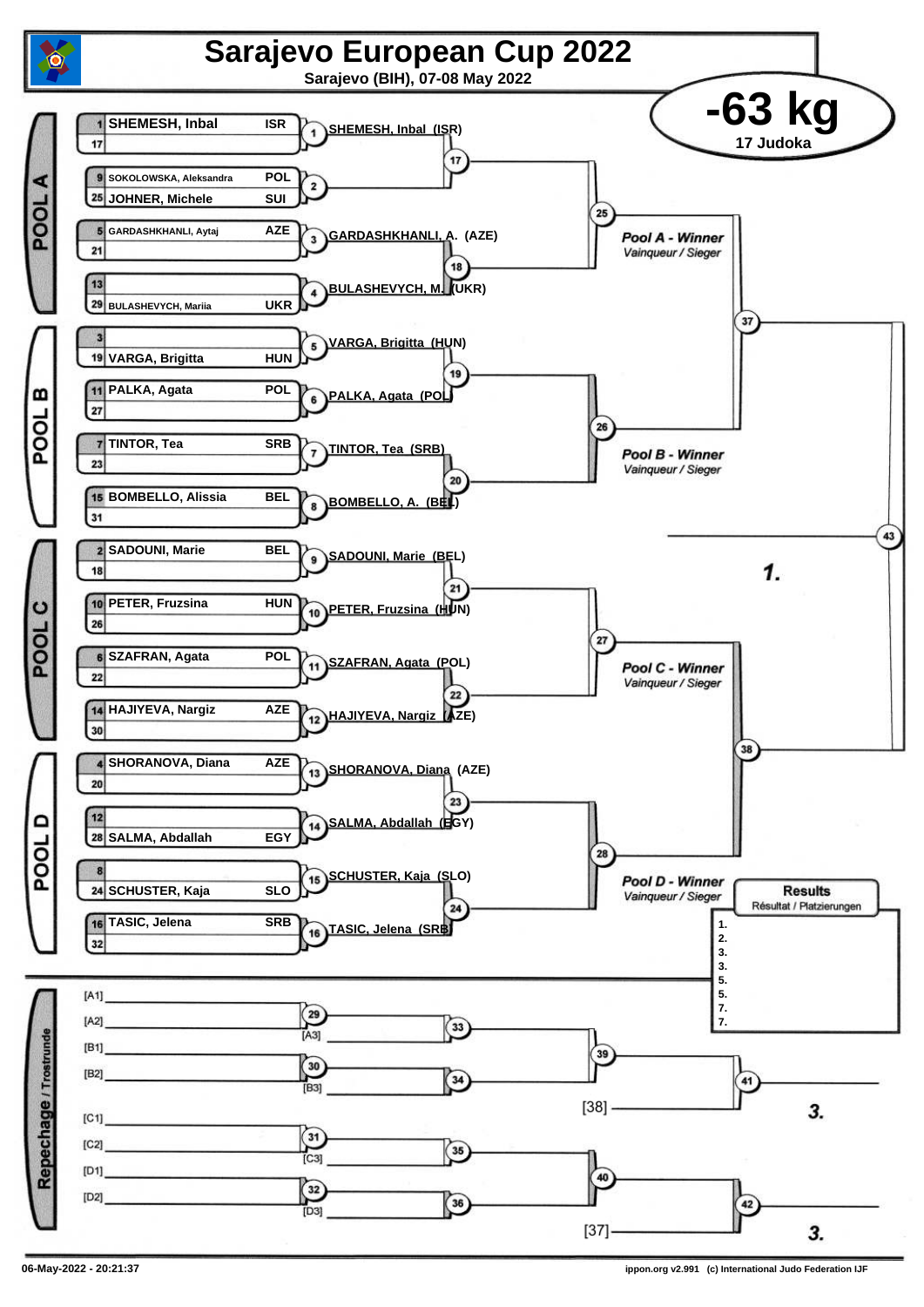# Sarajevo European Cup 2022

Sarajevo (BIH), 07-08 May 2022

## -63 kg

17 Judoka

### POOL A

| Seed | Name | Nation |
|---|---|---|
| 1 | SHEMESH, Inbal | ISR |
| 17 | | |
| 9 | SOKOLOWSKA, Aleksandra | POL |
| 25 | JOHNER, Michele | SUI |
| 5 | GARDASHKHANLI, Aytaj | AZE |
| 21 | | |
| 13 | | |
| 29 | BULASHEVYCH, Mariia | UKR |

- 1: SHEMESH, Inbal (ISR)
- 2:
- 3: GARDASHKHANLI, A. (AZE)
- 4: BULASHEVYCH, M. (UKR)
- 17, 18, 25 → *Pool A - Winner* / *Vainqueur / Sieger*

### POOL B

| Seed | Name | Nation |
|---|---|---|
| 3 | | |
| 19 | VARGA, Brigitta | HUN |
| 11 | PALKA, Agata | POL |
| 27 | | |
| 7 | TINTOR, Tea | SRB |
| 23 | | |
| 15 | BOMBELLO, Alissia | BEL |
| 31 | | |

- 5: VARGA, Brigitta (HUN)
- 6: PALKA, Agata (POL)
- 7: TINTOR, Tea (SRB)
- 8: BOMBELLO, A. (BEL)
- 19, 20, 26 → *Pool B - Winner* / *Vainqueur / Sieger*

### POOL C

| Seed | Name | Nation |
|---|---|---|
| 2 | SADOUNI, Marie | BEL |
| 18 | | |
| 10 | PETER, Fruzsina | HUN |
| 26 | | |
| 6 | SZAFRAN, Agata | POL |
| 22 | | |
| 14 | HAJIYEVA, Nargiz | AZE |
| 30 | | |

- 9: SADOUNI, Marie (BEL)
- 10: PETER, Fruzsina (HUN)
- 11: SZAFRAN, Agata (POL)
- 12: HAJIYEVA, Nargiz (AZE)
- 21, 22, 27 → *Pool C - Winner* / *Vainqueur / Sieger*

### POOL D

| Seed | Name | Nation |
|---|---|---|
| 4 | SHORANOVA, Diana | AZE |
| 20 | | |
| 12 | | |
| 28 | SALMA, Abdallah | EGY |
| 8 | | |
| 24 | SCHUSTER, Kaja | SLO |
| 16 | TASIC, Jelena | SRB |
| 32 | | |

- 13: SHORANOVA, Diana (AZE)
- 14: SALMA, Abdallah (EGY)
- 15: SCHUSTER, Kaja (SLO)
- 16: TASIC, Jelena (SRB)
- 23, 24, 28 → *Pool D - Winner* / *Vainqueur / Sieger*

Semi-finals: 37, 38 — Final: 43 → **1.**

### Repechage / Trostrunde

- 29: [A1] vs [A2] → 33 vs [A3]
- 30: [B1] vs [B2] → 34 vs [B3]
- 39: 33 vs 34 → 41 vs [38] → **3.**
- 31: [C1] vs [C2] → 35 vs [C3]
- 32: [D1] vs [D2] → 36 vs [D3]
- 40: 35 vs 36 → 42 vs [37] → **3.**

### Results
Résultat / Platzierungen

1.
2.
3.
3.
5.
5.
7.
7.

06-May-2022 - 20:21:37

ippon.org v2.991 (c) International Judo Federation IJF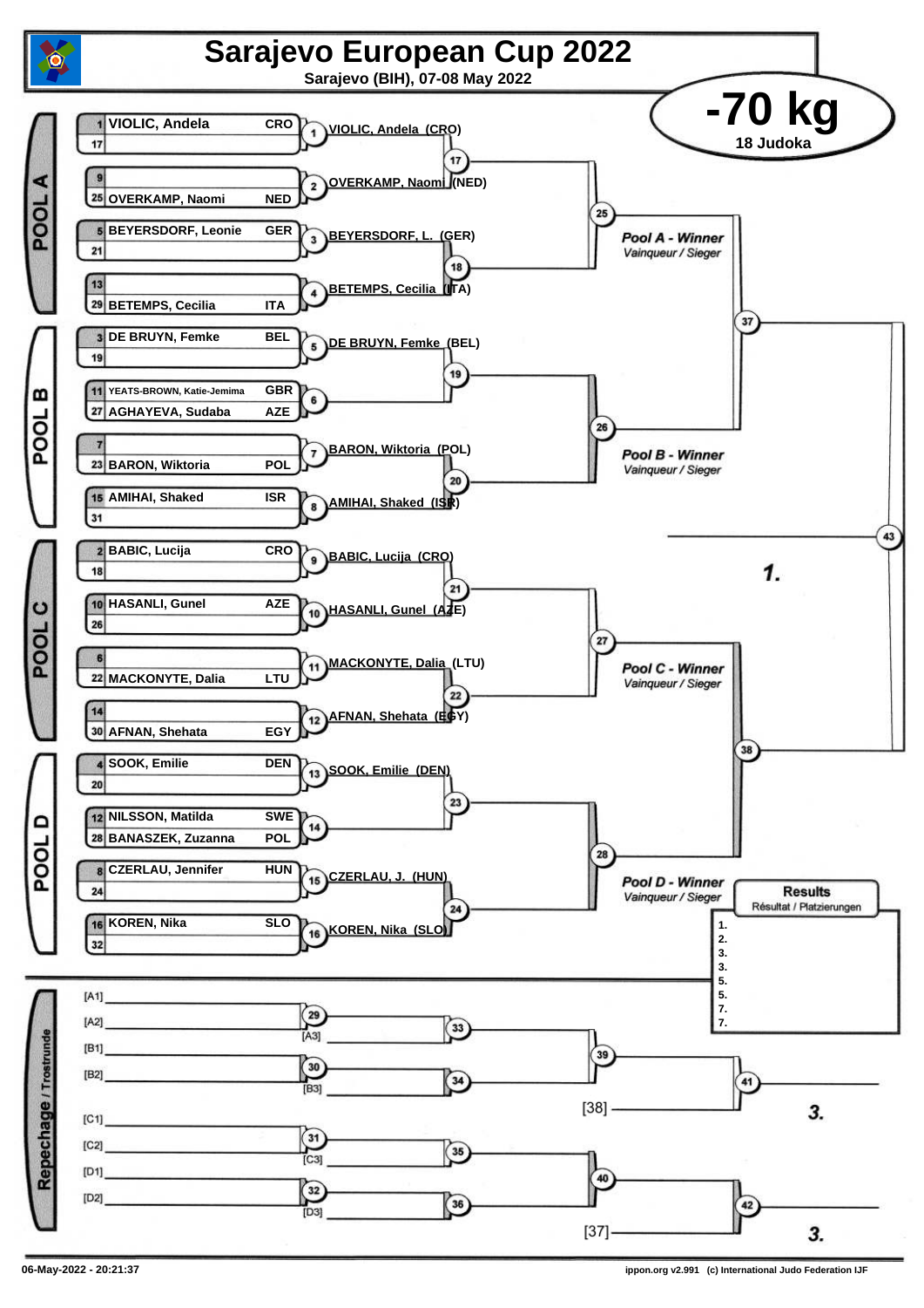# Sarajevo European Cup 2022

**Sarajevo (BIH), 07-08 May 2022**

## -70 kg

**18 Judoka**

### POOL A

| No. | Name | Nation |
|---|---|---|
| 1 | VIOLIC, Andela | CRO |
| 17 | | |
| 9 | | |
| 25 | OVERKAMP, Naomi | NED |
| 5 | BEYERSDORF, Leonie | GER |
| 21 | | |
| 13 | | |
| 29 | BETEMPS, Cecilia | ITA |

- 1: VIOLIC, Andela (CRO)
- 2: OVERKAMP, Naomi (NED)
- 3: BEYERSDORF, L. (GER)
- 4: BETEMPS, Cecilia (ITA)
- 17, 18, 25

*Pool A - Winner*
Vainqueur / Sieger

### POOL B

| No. | Name | Nation |
|---|---|---|
| 3 | DE BRUYN, Femke | BEL |
| 19 | | |
| 11 | YEATS-BROWN, Katie-Jemima | GBR |
| 27 | AGHAYEVA, Sudaba | AZE |
| 7 | | |
| 23 | BARON, Wiktoria | POL |
| 15 | AMIHAI, Shaked | ISR |
| 31 | | |

- 5: DE BRUYN, Femke (BEL)
- 6:
- 7: BARON, Wiktoria (POL)
- 8: AMIHAI, Shaked (ISR)
- 19, 20, 26

*Pool B - Winner*
Vainqueur / Sieger

### POOL C

| No. | Name | Nation |
|---|---|---|
| 2 | BABIC, Lucija | CRO |
| 18 | | |
| 10 | HASANLI, Gunel | AZE |
| 26 | | |
| 6 | | |
| 22 | MACKONYTE, Dalia | LTU |
| 14 | | |
| 30 | AFNAN, Shehata | EGY |

- 9: BABIC, Lucija (CRO)
- 10: HASANLI, Gunel (AZE)
- 11: MACKONYTE, Dalia (LTU)
- 12: AFNAN, Shehata (EGY)
- 21, 22, 27

*Pool C - Winner*
Vainqueur / Sieger

### POOL D

| No. | Name | Nation |
|---|---|---|
| 4 | SOOK, Emilie | DEN |
| 20 | | |
| 12 | NILSSON, Matilda | SWE |
| 28 | BANASZEK, Zuzanna | POL |
| 8 | CZERLAU, Jennifer | HUN |
| 24 | | |
| 16 | KOREN, Nika | SLO |
| 32 | | |

- 13: SOOK, Emilie (DEN)
- 14:
- 15: CZERLAU, J. (HUN)
- 16: KOREN, Nika (SLO)
- 23, 24, 28

*Pool D - Winner*
Vainqueur / Sieger

37, 38, 43 — **1.**

### Repechage / Trostrunde

- [A1], [A2] → 29; [A3] → 33
- [B1], [B2] → 30; [B3] → 34
- 33, 34 → 39; 39, [38] → 41 — **3.**
- [C1], [C2] → 31; [C3] → 35
- [D1], [D2] → 32; [D3] → 36
- 35, 36 → 40; 40, [37] → 42 — **3.**

### Results
Résultat / Platzierungen

1.
2.
3.
3.
5.
5.
7.
7.

06-May-2022 - 20:21:37

ippon.org v2.991 (c) International Judo Federation IJF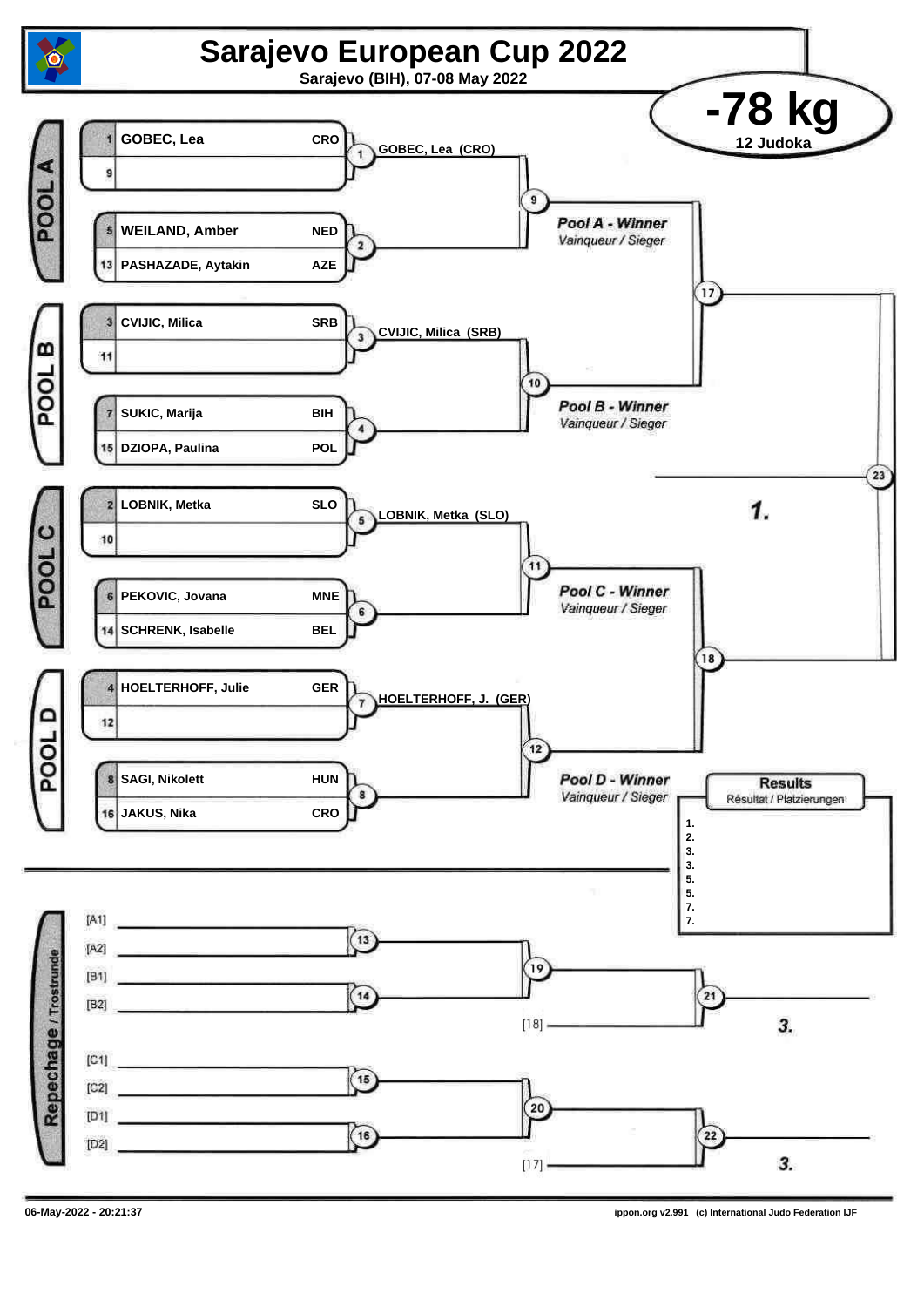# Sarajevo European Cup 2022

**Sarajevo (BIH), 07-08 May 2022**

## -78 kg

**12 Judoka**

### POOL A

| # | Name | Nation |
|---|---|---|
| 1 | GOBEC, Lea | CRO |
| 9 | | |
| 5 | WEILAND, Amber | NED |
| 13 | PASHAZADE, Aytakin | AZE |

- Contest 1: GOBEC, Lea (CRO)
- Contest 2:
- Contest 9: *Pool A - Winner* / *Vainqueur / Sieger*

### POOL B

| # | Name | Nation |
|---|---|---|
| 3 | CVIJIC, Milica | SRB |
| 11 | | |
| 7 | SUKIC, Marija | BIH |
| 15 | DZIOPA, Paulina | POL |

- Contest 3: CVIJIC, Milica (SRB)
- Contest 4:
- Contest 10: *Pool B - Winner* / *Vainqueur / Sieger*

### POOL C

| # | Name | Nation |
|---|---|---|
| 2 | LOBNIK, Metka | SLO |
| 10 | | |
| 6 | PEKOVIC, Jovana | MNE |
| 14 | SCHRENK, Isabelle | BEL |

- Contest 5: LOBNIK, Metka (SLO)
- Contest 6:
- Contest 11: *Pool C - Winner* / *Vainqueur / Sieger*

### POOL D

| # | Name | Nation |
|---|---|---|
| 4 | HOELTERHOFF, Julie | GER |
| 12 | | |
| 8 | SAGI, Nikolett | HUN |
| 16 | JAKUS, Nika | CRO |

- Contest 7: HOELTERHOFF, J. (GER)
- Contest 8:
- Contest 12: *Pool D - Winner* / *Vainqueur / Sieger*

### Semi-finals and Final

- Contest 17: Pool A Winner vs Pool B Winner
- Contest 18: Pool C Winner vs Pool D Winner
- Contest 23: Final — **1.**

### Results
Résultat / Platzierungen

1.
2.
3.
3.
5.
5.
7.
7.

### Repechage / Trostrunde

- Contest 13: [A1] vs [A2]
- Contest 14: [B1] vs [B2]
- Contest 19: Winner 13 vs Winner 14
- Contest 21: Winner 19 vs [18] — **3.**
- Contest 15: [C1] vs [C2]
- Contest 16: [D1] vs [D2]
- Contest 20: Winner 15 vs Winner 16
- Contest 22: Winner 20 vs [17] — **3.**

06-May-2022 - 20:21:37

ippon.org v2.991 (c) International Judo Federation IJF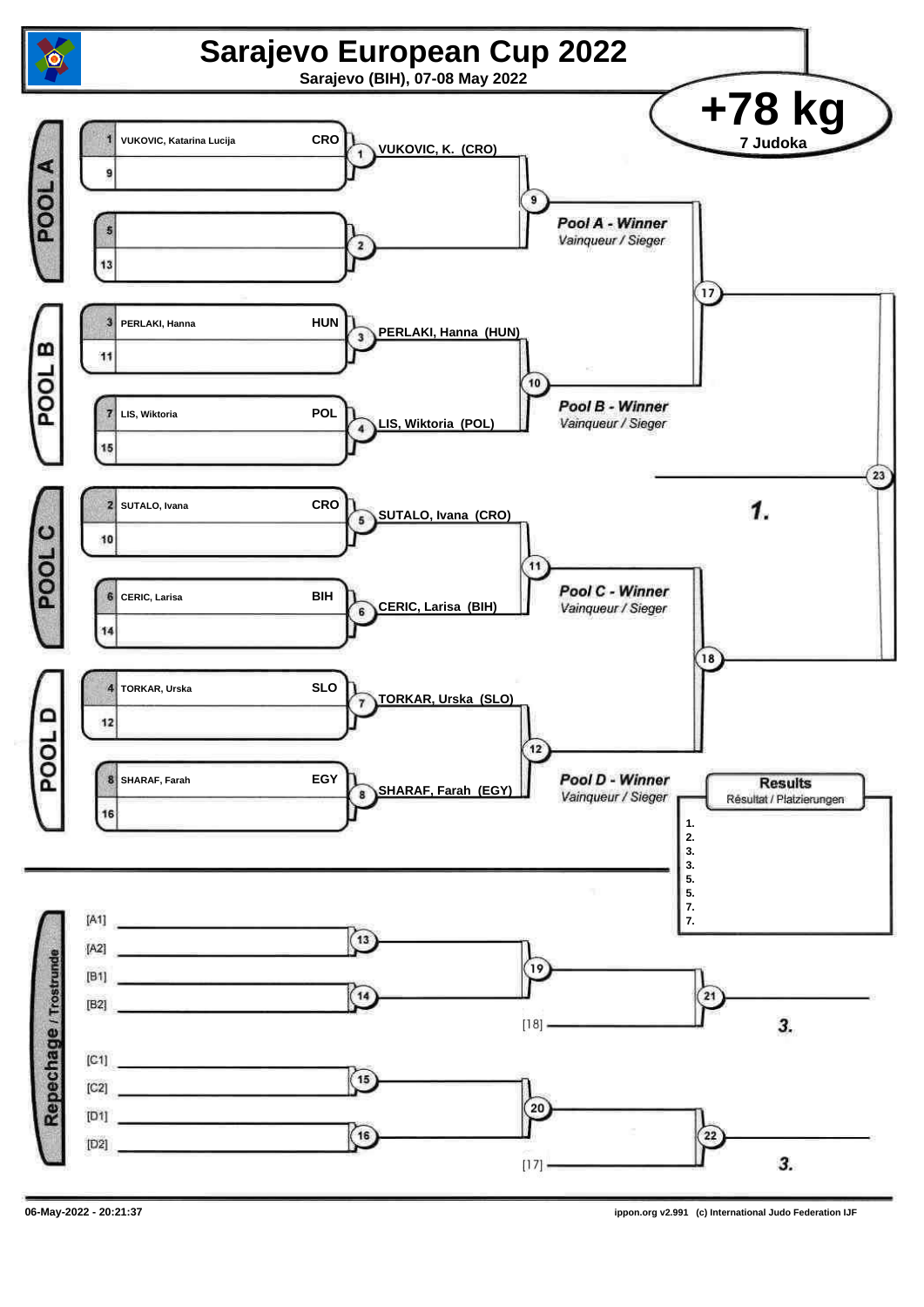# Sarajevo European Cup 2022

**Sarajevo (BIH), 07-08 May 2022**

## +78 kg

**7 Judoka**

### POOL A

| Seed | Name | Nation |
|---|---|---|
| 1 | VUKOVIC, Katarina Lucija | CRO |
| 9 | | |
| 5 | | |
| 13 | | |

1: VUKOVIC, K. (CRO)

2

9

*Pool A - Winner*
*Vainqueur / Sieger*

### POOL B

| Seed | Name | Nation |
|---|---|---|
| 3 | PERLAKI, Hanna | HUN |
| 11 | | |
| 7 | LIS, Wiktoria | POL |
| 15 | | |

3: PERLAKI, Hanna (HUN)

4: LIS, Wiktoria (POL)

10

*Pool B - Winner*
*Vainqueur / Sieger*

17

23

**1.**

### POOL C

| Seed | Name | Nation |
|---|---|---|
| 2 | SUTALO, Ivana | CRO |
| 10 | | |
| 6 | CERIC, Larisa | BIH |
| 14 | | |

5: SUTALO, Ivana (CRO)

6: CERIC, Larisa (BIH)

11

*Pool C - Winner*
*Vainqueur / Sieger*

18

### POOL D

| Seed | Name | Nation |
|---|---|---|
| 4 | TORKAR, Urska | SLO |
| 12 | | |
| 8 | SHARAF, Farah | EGY |
| 16 | | |

7: TORKAR, Urska (SLO)

8: SHARAF, Farah (EGY)

12

*Pool D - Winner*
*Vainqueur / Sieger*

### Results
Résultat / Platzierungen

1.
2.
3.
3.
5.
5.
7.
7.

### Repechage / Trostrunde

[A1]
[A2]
13
[B1]
[B2]
14
19
[18]
21
**3.**

[C1]
[C2]
15
[D1]
[D2]
16
20
[17]
22
**3.**

06-May-2022 - 20:21:37

ippon.org v2.991 (c) International Judo Federation IJF